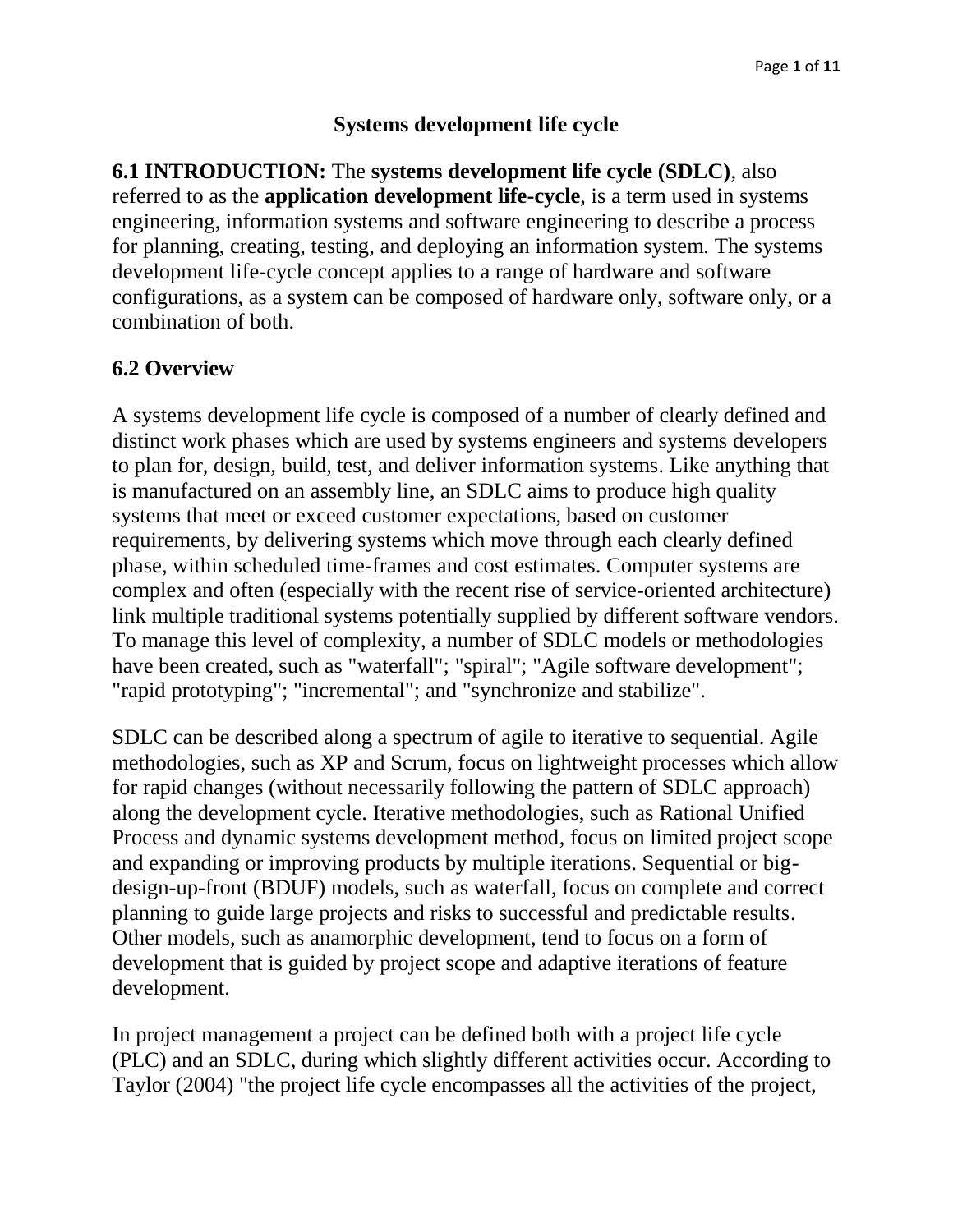# Systems development life cycle

**6.1 INTRODUCTION:** The **systems development life cycle (SDLC)**, also referred to as the **application development life-cycle**, is a term used in systems engineering, information systems and software engineering to describe a process for planning, creating, testing, and deploying an information system. The systems development life-cycle concept applies to a range of hardware and software configurations, as a system can be composed of hardware only, software only, or a combination of both.

## 6.2 Overview

A systems development life cycle is composed of a number of clearly defined and distinct work phases which are used by systems engineers and systems developers to plan for, design, build, test, and deliver information systems. Like anything that is manufactured on an assembly line, an SDLC aims to produce high quality systems that meet or exceed customer expectations, based on customer requirements, by delivering systems which move through each clearly defined phase, within scheduled time-frames and cost estimates. Computer systems are complex and often (especially with the recent rise of service-oriented architecture) link multiple traditional systems potentially supplied by different software vendors. To manage this level of complexity, a number of SDLC models or methodologies have been created, such as "waterfall"; "spiral"; "Agile software development"; "rapid prototyping"; "incremental"; and "synchronize and stabilize".

SDLC can be described along a spectrum of agile to iterative to sequential. Agile methodologies, such as XP and Scrum, focus on lightweight processes which allow for rapid changes (without necessarily following the pattern of SDLC approach) along the development cycle. Iterative methodologies, such as Rational Unified Process and dynamic systems development method, focus on limited project scope and expanding or improving products by multiple iterations. Sequential or big-design-up-front (BDUF) models, such as waterfall, focus on complete and correct planning to guide large projects and risks to successful and predictable results. Other models, such as anamorphic development, tend to focus on a form of development that is guided by project scope and adaptive iterations of feature development.

In project management a project can be defined both with a project life cycle (PLC) and an SDLC, during which slightly different activities occur. According to Taylor (2004) "the project life cycle encompasses all the activities of the project,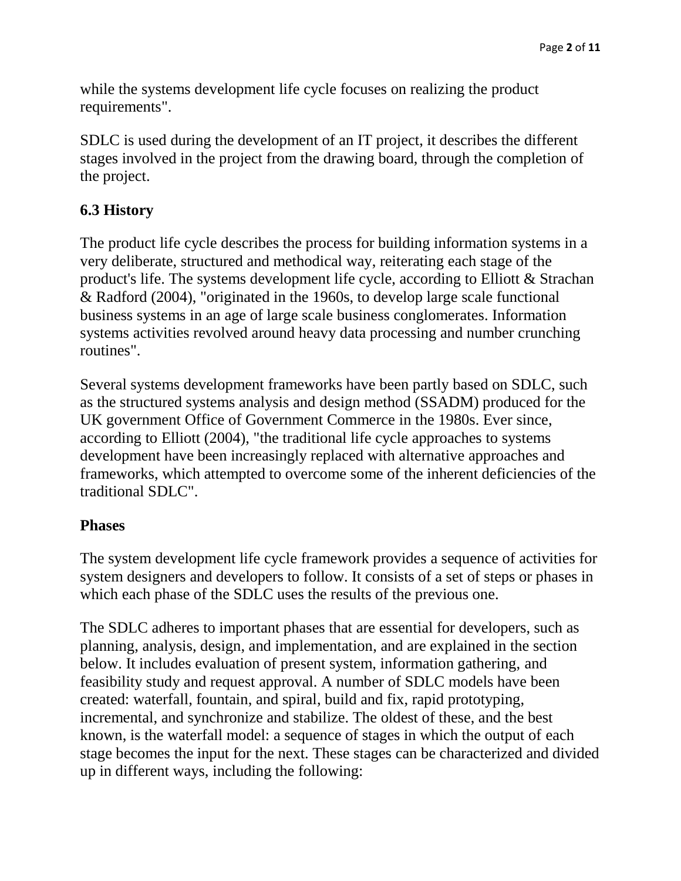while the systems development life cycle focuses on realizing the product requirements".

SDLC is used during the development of an IT project, it describes the different stages involved in the project from the drawing board, through the completion of the project.

### 6.3 History

The product life cycle describes the process for building information systems in a very deliberate, structured and methodical way, reiterating each stage of the product's life. The systems development life cycle, according to Elliott & Strachan & Radford (2004), "originated in the 1960s, to develop large scale functional business systems in an age of large scale business conglomerates. Information systems activities revolved around heavy data processing and number crunching routines".

Several systems development frameworks have been partly based on SDLC, such as the structured systems analysis and design method (SSADM) produced for the UK government Office of Government Commerce in the 1980s. Ever since, according to Elliott (2004), "the traditional life cycle approaches to systems development have been increasingly replaced with alternative approaches and frameworks, which attempted to overcome some of the inherent deficiencies of the traditional SDLC".

### Phases

The system development life cycle framework provides a sequence of activities for system designers and developers to follow. It consists of a set of steps or phases in which each phase of the SDLC uses the results of the previous one.

The SDLC adheres to important phases that are essential for developers, such as planning, analysis, design, and implementation, and are explained in the section below. It includes evaluation of present system, information gathering, and feasibility study and request approval. A number of SDLC models have been created: waterfall, fountain, and spiral, build and fix, rapid prototyping, incremental, and synchronize and stabilize. The oldest of these, and the best known, is the waterfall model: a sequence of stages in which the output of each stage becomes the input for the next. These stages can be characterized and divided up in different ways, including the following: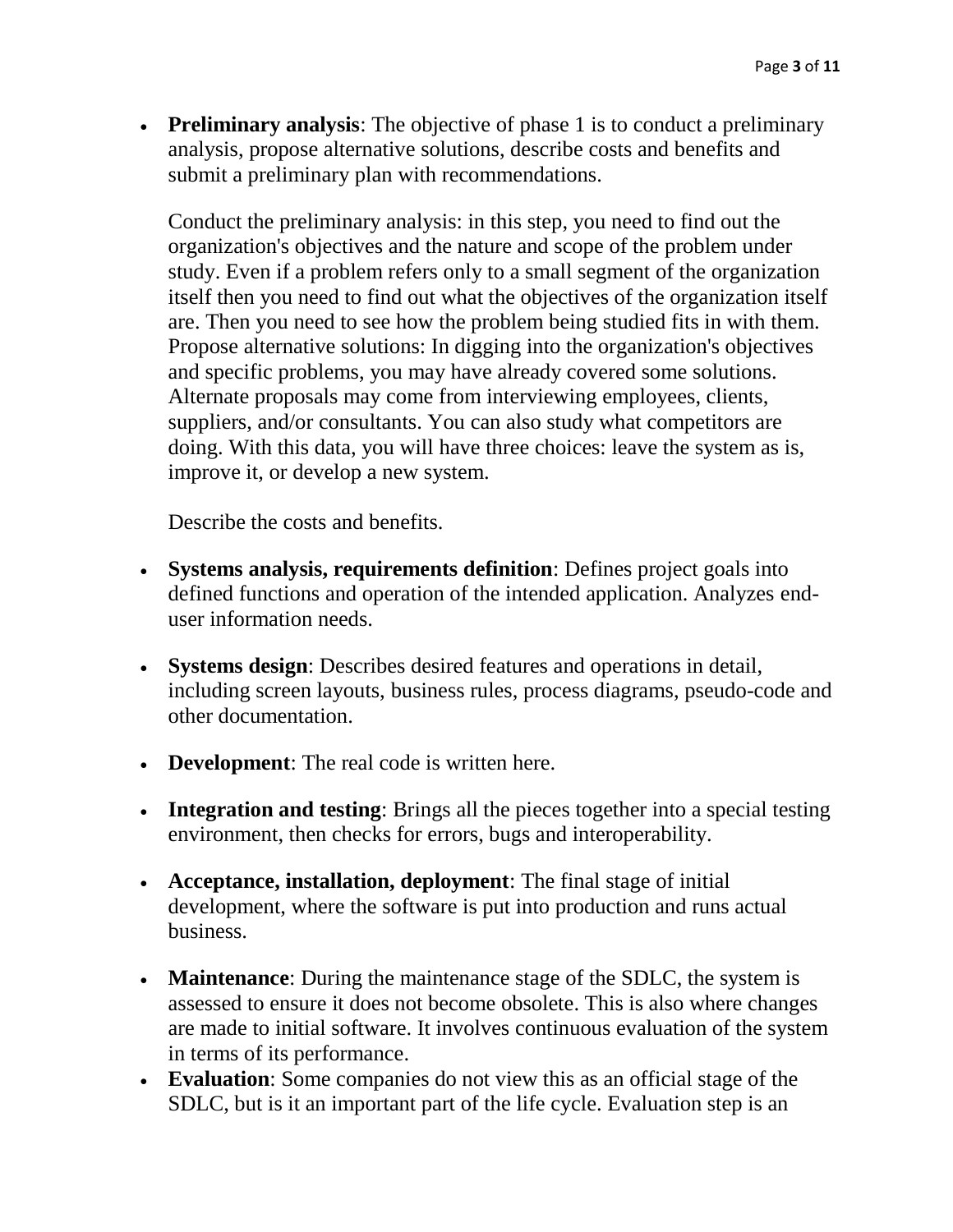- **Preliminary analysis**: The objective of phase 1 is to conduct a preliminary analysis, propose alternative solutions, describe costs and benefits and submit a preliminary plan with recommendations.

  Conduct the preliminary analysis: in this step, you need to find out the organization's objectives and the nature and scope of the problem under study. Even if a problem refers only to a small segment of the organization itself then you need to find out what the objectives of the organization itself are. Then you need to see how the problem being studied fits in with them. Propose alternative solutions: In digging into the organization's objectives and specific problems, you may have already covered some solutions. Alternate proposals may come from interviewing employees, clients, suppliers, and/or consultants. You can also study what competitors are doing. With this data, you will have three choices: leave the system as is, improve it, or develop a new system.

  Describe the costs and benefits.

- **Systems analysis, requirements definition**: Defines project goals into defined functions and operation of the intended application. Analyzes end-user information needs.

- **Systems design**: Describes desired features and operations in detail, including screen layouts, business rules, process diagrams, pseudo-code and other documentation.

- **Development**: The real code is written here.

- **Integration and testing**: Brings all the pieces together into a special testing environment, then checks for errors, bugs and interoperability.

- **Acceptance, installation, deployment**: The final stage of initial development, where the software is put into production and runs actual business.

- **Maintenance**: During the maintenance stage of the SDLC, the system is assessed to ensure it does not become obsolete. This is also where changes are made to initial software. It involves continuous evaluation of the system in terms of its performance.
- **Evaluation**: Some companies do not view this as an official stage of the SDLC, but is it an important part of the life cycle. Evaluation step is an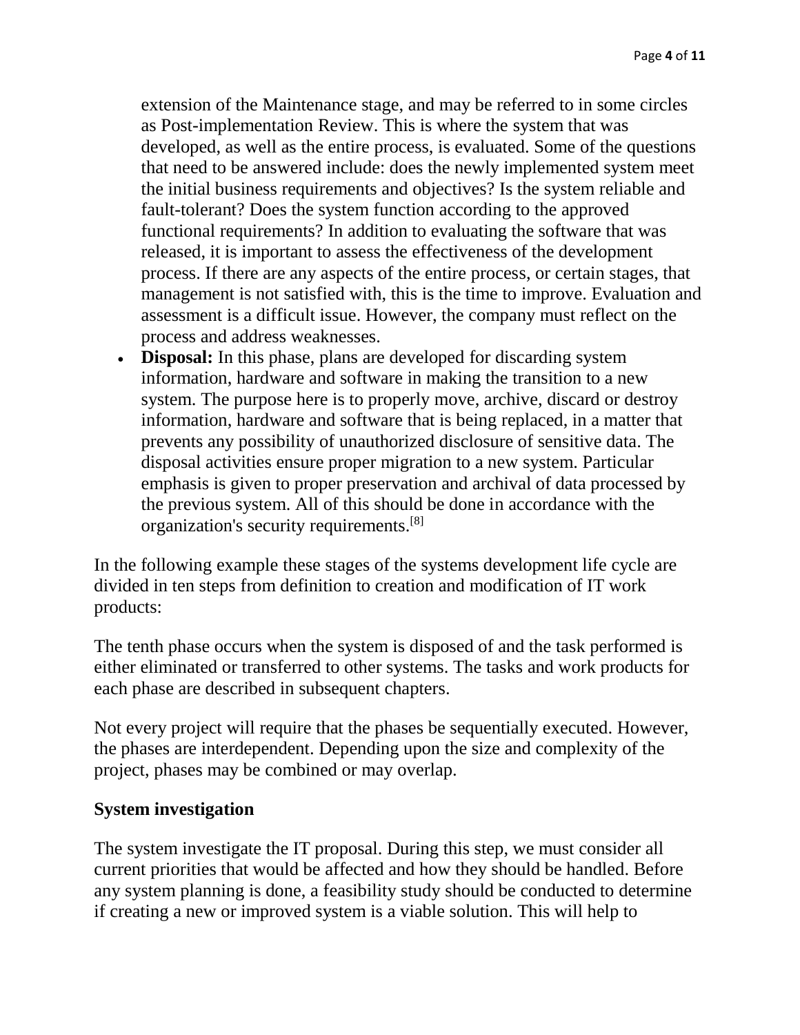extension of the Maintenance stage, and may be referred to in some circles as Post-implementation Review. This is where the system that was developed, as well as the entire process, is evaluated. Some of the questions that need to be answered include: does the newly implemented system meet the initial business requirements and objectives? Is the system reliable and fault-tolerant? Does the system function according to the approved functional requirements? In addition to evaluating the software that was released, it is important to assess the effectiveness of the development process. If there are any aspects of the entire process, or certain stages, that management is not satisfied with, this is the time to improve. Evaluation and assessment is a difficult issue. However, the company must reflect on the process and address weaknesses.

- **Disposal:** In this phase, plans are developed for discarding system information, hardware and software in making the transition to a new system. The purpose here is to properly move, archive, discard or destroy information, hardware and software that is being replaced, in a matter that prevents any possibility of unauthorized disclosure of sensitive data. The disposal activities ensure proper migration to a new system. Particular emphasis is given to proper preservation and archival of data processed by the previous system. All of this should be done in accordance with the organization's security requirements.[8]

In the following example these stages of the systems development life cycle are divided in ten steps from definition to creation and modification of IT work products:

The tenth phase occurs when the system is disposed of and the task performed is either eliminated or transferred to other systems. The tasks and work products for each phase are described in subsequent chapters.

Not every project will require that the phases be sequentially executed. However, the phases are interdependent. Depending upon the size and complexity of the project, phases may be combined or may overlap.

## System investigation

The system investigate the IT proposal. During this step, we must consider all current priorities that would be affected and how they should be handled. Before any system planning is done, a feasibility study should be conducted to determine if creating a new or improved system is a viable solution. This will help to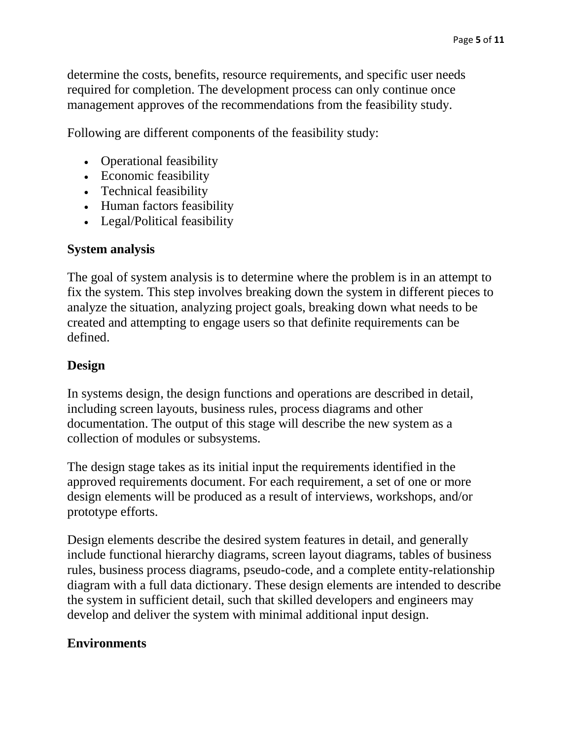determine the costs, benefits, resource requirements, and specific user needs required for completion. The development process can only continue once management approves of the recommendations from the feasibility study.

Following are different components of the feasibility study:

- Operational feasibility
- Economic feasibility
- Technical feasibility
- Human factors feasibility
- Legal/Political feasibility

### System analysis

The goal of system analysis is to determine where the problem is in an attempt to fix the system. This step involves breaking down the system in different pieces to analyze the situation, analyzing project goals, breaking down what needs to be created and attempting to engage users so that definite requirements can be defined.

### Design

In systems design, the design functions and operations are described in detail, including screen layouts, business rules, process diagrams and other documentation. The output of this stage will describe the new system as a collection of modules or subsystems.

The design stage takes as its initial input the requirements identified in the approved requirements document. For each requirement, a set of one or more design elements will be produced as a result of interviews, workshops, and/or prototype efforts.

Design elements describe the desired system features in detail, and generally include functional hierarchy diagrams, screen layout diagrams, tables of business rules, business process diagrams, pseudo-code, and a complete entity-relationship diagram with a full data dictionary. These design elements are intended to describe the system in sufficient detail, such that skilled developers and engineers may develop and deliver the system with minimal additional input design.

### Environments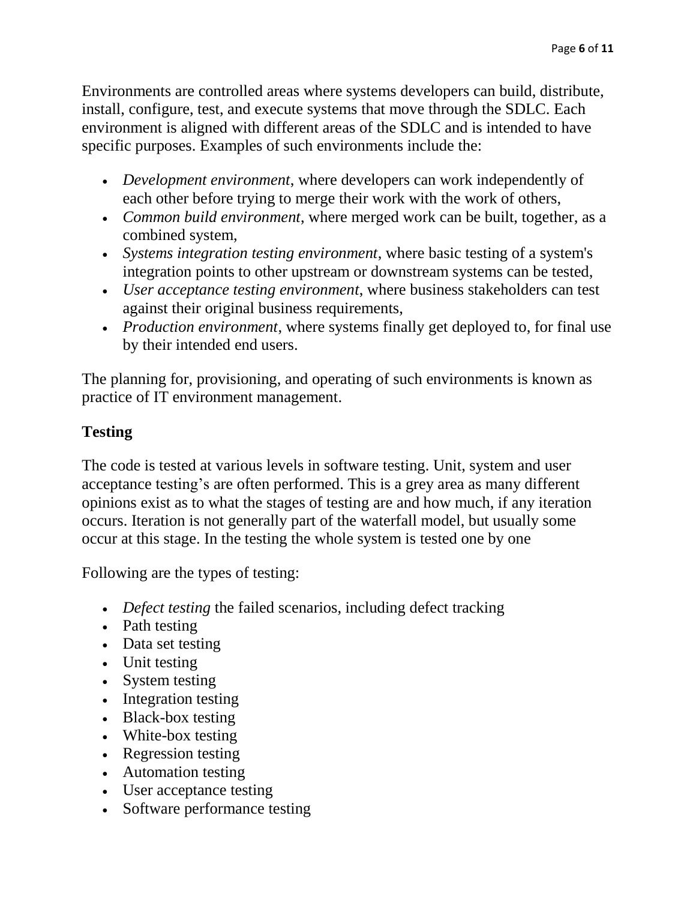Environments are controlled areas where systems developers can build, distribute, install, configure, test, and execute systems that move through the SDLC. Each environment is aligned with different areas of the SDLC and is intended to have specific purposes. Examples of such environments include the:

- *Development environment*, where developers can work independently of each other before trying to merge their work with the work of others,
- *Common build environment*, where merged work can be built, together, as a combined system,
- *Systems integration testing environment*, where basic testing of a system's integration points to other upstream or downstream systems can be tested,
- *User acceptance testing environment*, where business stakeholders can test against their original business requirements,
- *Production environment*, where systems finally get deployed to, for final use by their intended end users.

The planning for, provisioning, and operating of such environments is known as practice of IT environment management.

## Testing

The code is tested at various levels in software testing. Unit, system and user acceptance testing's are often performed. This is a grey area as many different opinions exist as to what the stages of testing are and how much, if any iteration occurs. Iteration is not generally part of the waterfall model, but usually some occur at this stage. In the testing the whole system is tested one by one

Following are the types of testing:

- *Defect testing* the failed scenarios, including defect tracking
- Path testing
- Data set testing
- Unit testing
- System testing
- Integration testing
- Black-box testing
- White-box testing
- Regression testing
- Automation testing
- User acceptance testing
- Software performance testing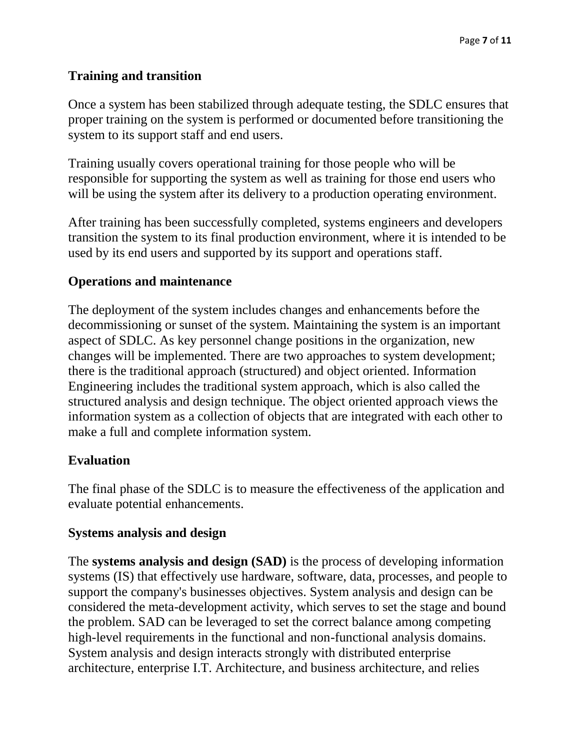## Training and transition

Once a system has been stabilized through adequate testing, the SDLC ensures that proper training on the system is performed or documented before transitioning the system to its support staff and end users.

Training usually covers operational training for those people who will be responsible for supporting the system as well as training for those end users who will be using the system after its delivery to a production operating environment.

After training has been successfully completed, systems engineers and developers transition the system to its final production environment, where it is intended to be used by its end users and supported by its support and operations staff.

## Operations and maintenance

The deployment of the system includes changes and enhancements before the decommissioning or sunset of the system. Maintaining the system is an important aspect of SDLC. As key personnel change positions in the organization, new changes will be implemented. There are two approaches to system development; there is the traditional approach (structured) and object oriented. Information Engineering includes the traditional system approach, which is also called the structured analysis and design technique. The object oriented approach views the information system as a collection of objects that are integrated with each other to make a full and complete information system.

## Evaluation

The final phase of the SDLC is to measure the effectiveness of the application and evaluate potential enhancements.

## Systems analysis and design

The **systems analysis and design (SAD)** is the process of developing information systems (IS) that effectively use hardware, software, data, processes, and people to support the company's businesses objectives. System analysis and design can be considered the meta-development activity, which serves to set the stage and bound the problem. SAD can be leveraged to set the correct balance among competing high-level requirements in the functional and non-functional analysis domains. System analysis and design interacts strongly with distributed enterprise architecture, enterprise I.T. Architecture, and business architecture, and relies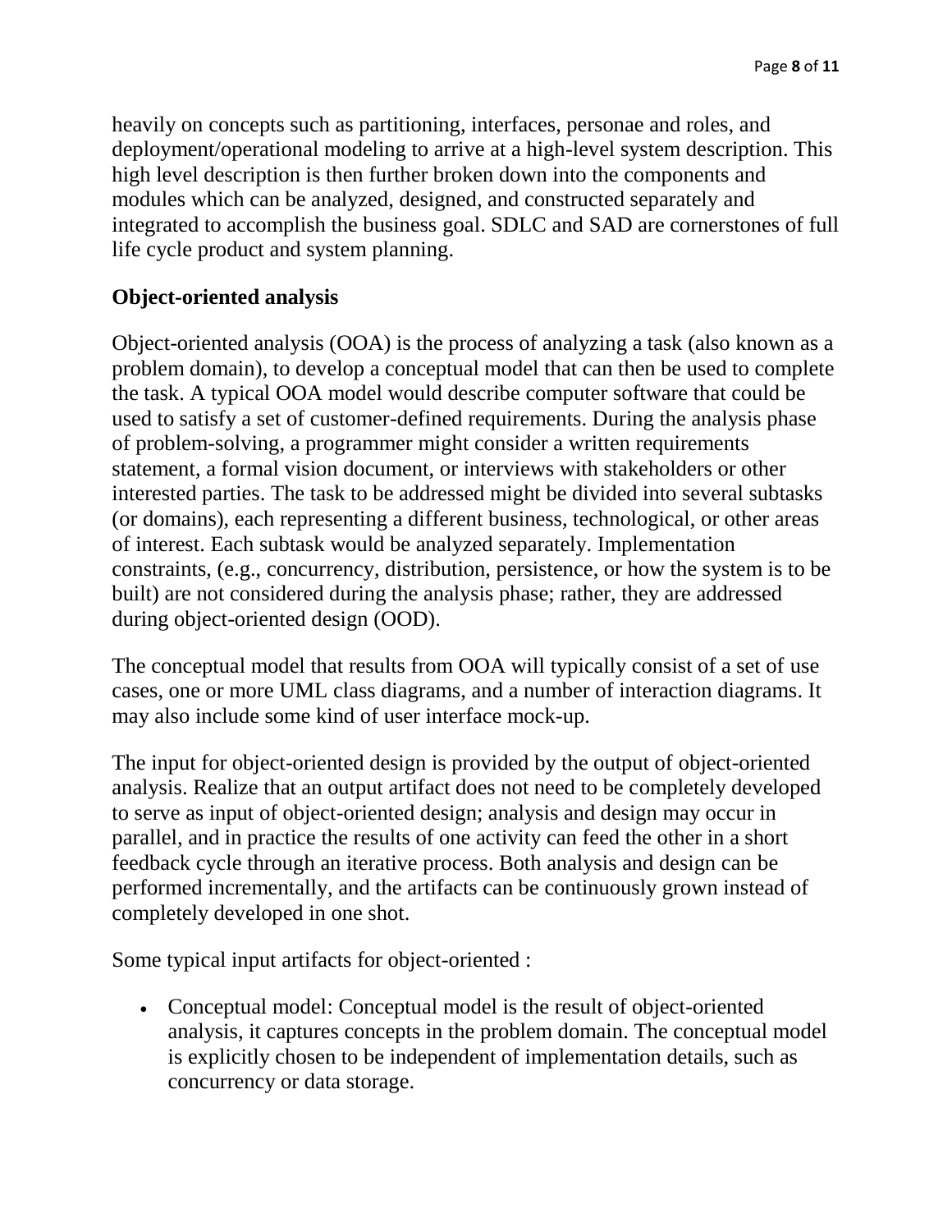heavily on concepts such as partitioning, interfaces, personae and roles, and deployment/operational modeling to arrive at a high-level system description. This high level description is then further broken down into the components and modules which can be analyzed, designed, and constructed separately and integrated to accomplish the business goal. SDLC and SAD are cornerstones of full life cycle product and system planning.

## Object-oriented analysis

Object-oriented analysis (OOA) is the process of analyzing a task (also known as a problem domain), to develop a conceptual model that can then be used to complete the task. A typical OOA model would describe computer software that could be used to satisfy a set of customer-defined requirements. During the analysis phase of problem-solving, a programmer might consider a written requirements statement, a formal vision document, or interviews with stakeholders or other interested parties. The task to be addressed might be divided into several subtasks (or domains), each representing a different business, technological, or other areas of interest. Each subtask would be analyzed separately. Implementation constraints, (e.g., concurrency, distribution, persistence, or how the system is to be built) are not considered during the analysis phase; rather, they are addressed during object-oriented design (OOD).

The conceptual model that results from OOA will typically consist of a set of use cases, one or more UML class diagrams, and a number of interaction diagrams. It may also include some kind of user interface mock-up.

The input for object-oriented design is provided by the output of object-oriented analysis. Realize that an output artifact does not need to be completely developed to serve as input of object-oriented design; analysis and design may occur in parallel, and in practice the results of one activity can feed the other in a short feedback cycle through an iterative process. Both analysis and design can be performed incrementally, and the artifacts can be continuously grown instead of completely developed in one shot.

Some typical input artifacts for object-oriented :

- Conceptual model: Conceptual model is the result of object-oriented analysis, it captures concepts in the problem domain. The conceptual model is explicitly chosen to be independent of implementation details, such as concurrency or data storage.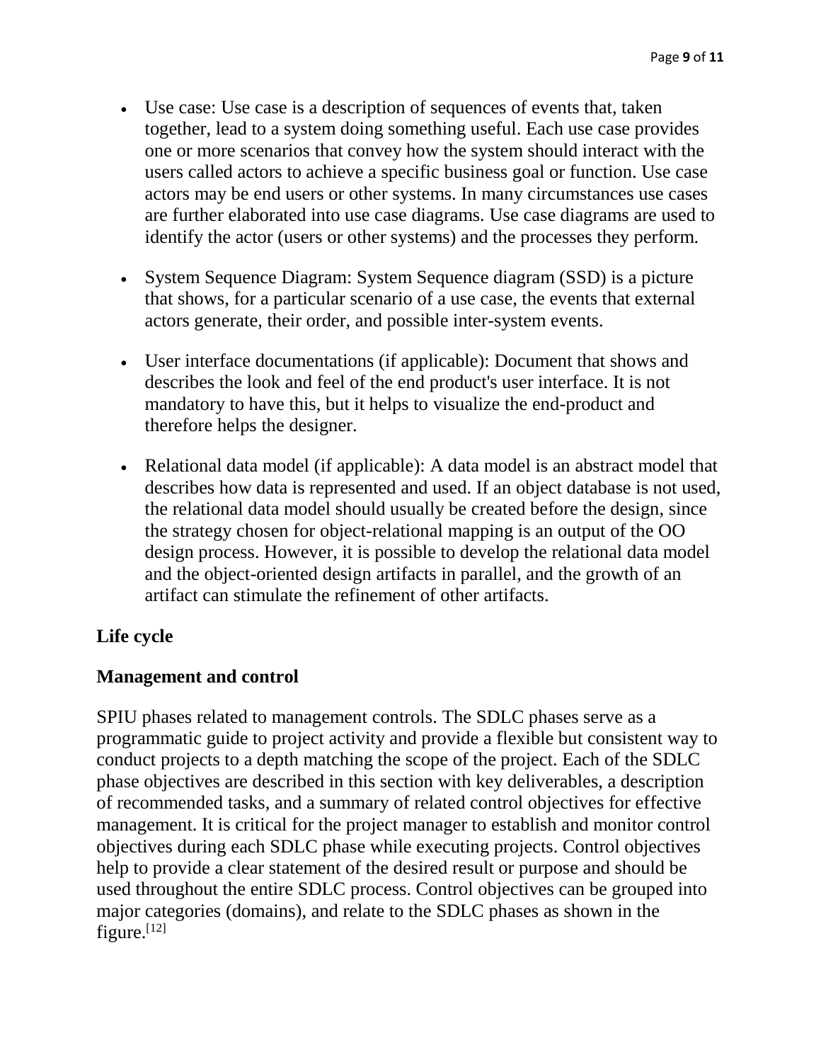- Use case: Use case is a description of sequences of events that, taken together, lead to a system doing something useful. Each use case provides one or more scenarios that convey how the system should interact with the users called actors to achieve a specific business goal or function. Use case actors may be end users or other systems. In many circumstances use cases are further elaborated into use case diagrams. Use case diagrams are used to identify the actor (users or other systems) and the processes they perform.

- System Sequence Diagram: System Sequence diagram (SSD) is a picture that shows, for a particular scenario of a use case, the events that external actors generate, their order, and possible inter-system events.

- User interface documentations (if applicable): Document that shows and describes the look and feel of the end product's user interface. It is not mandatory to have this, but it helps to visualize the end-product and therefore helps the designer.

- Relational data model (if applicable): A data model is an abstract model that describes how data is represented and used. If an object database is not used, the relational data model should usually be created before the design, since the strategy chosen for object-relational mapping is an output of the OO design process. However, it is possible to develop the relational data model and the object-oriented design artifacts in parallel, and the growth of an artifact can stimulate the refinement of other artifacts.

## Life cycle

### Management and control

SPIU phases related to management controls. The SDLC phases serve as a programmatic guide to project activity and provide a flexible but consistent way to conduct projects to a depth matching the scope of the project. Each of the SDLC phase objectives are described in this section with key deliverables, a description of recommended tasks, and a summary of related control objectives for effective management. It is critical for the project manager to establish and monitor control objectives during each SDLC phase while executing projects. Control objectives help to provide a clear statement of the desired result or purpose and should be used throughout the entire SDLC process. Control objectives can be grouped into major categories (domains), and relate to the SDLC phases as shown in the figure.[12]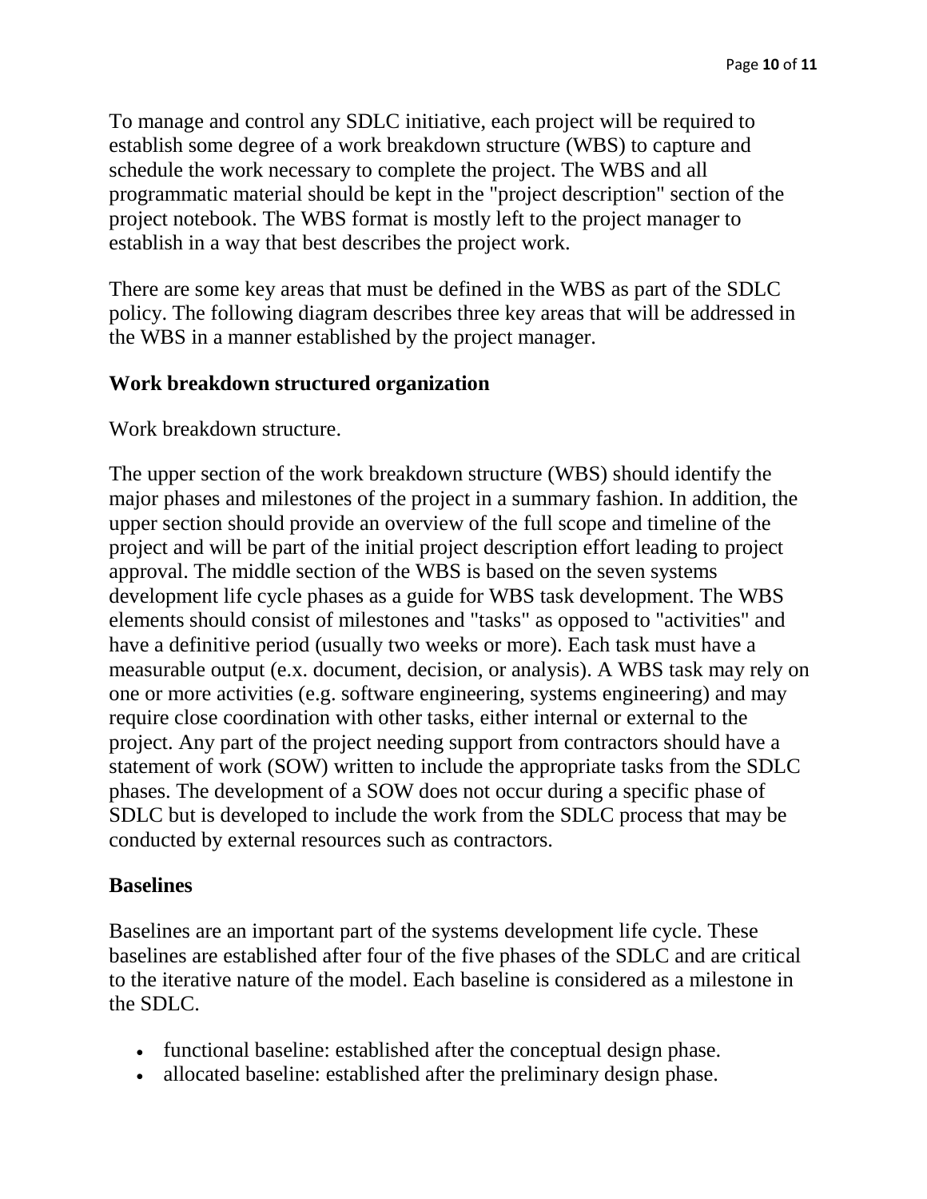To manage and control any SDLC initiative, each project will be required to establish some degree of a work breakdown structure (WBS) to capture and schedule the work necessary to complete the project. The WBS and all programmatic material should be kept in the "project description" section of the project notebook. The WBS format is mostly left to the project manager to establish in a way that best describes the project work.

There are some key areas that must be defined in the WBS as part of the SDLC policy. The following diagram describes three key areas that will be addressed in the WBS in a manner established by the project manager.

### Work breakdown structured organization

Work breakdown structure.

The upper section of the work breakdown structure (WBS) should identify the major phases and milestones of the project in a summary fashion. In addition, the upper section should provide an overview of the full scope and timeline of the project and will be part of the initial project description effort leading to project approval. The middle section of the WBS is based on the seven systems development life cycle phases as a guide for WBS task development. The WBS elements should consist of milestones and "tasks" as opposed to "activities" and have a definitive period (usually two weeks or more). Each task must have a measurable output (e.x. document, decision, or analysis). A WBS task may rely on one or more activities (e.g. software engineering, systems engineering) and may require close coordination with other tasks, either internal or external to the project. Any part of the project needing support from contractors should have a statement of work (SOW) written to include the appropriate tasks from the SDLC phases. The development of a SOW does not occur during a specific phase of SDLC but is developed to include the work from the SDLC process that may be conducted by external resources such as contractors.

### Baselines

Baselines are an important part of the systems development life cycle. These baselines are established after four of the five phases of the SDLC and are critical to the iterative nature of the model. Each baseline is considered as a milestone in the SDLC.

- functional baseline: established after the conceptual design phase.
- allocated baseline: established after the preliminary design phase.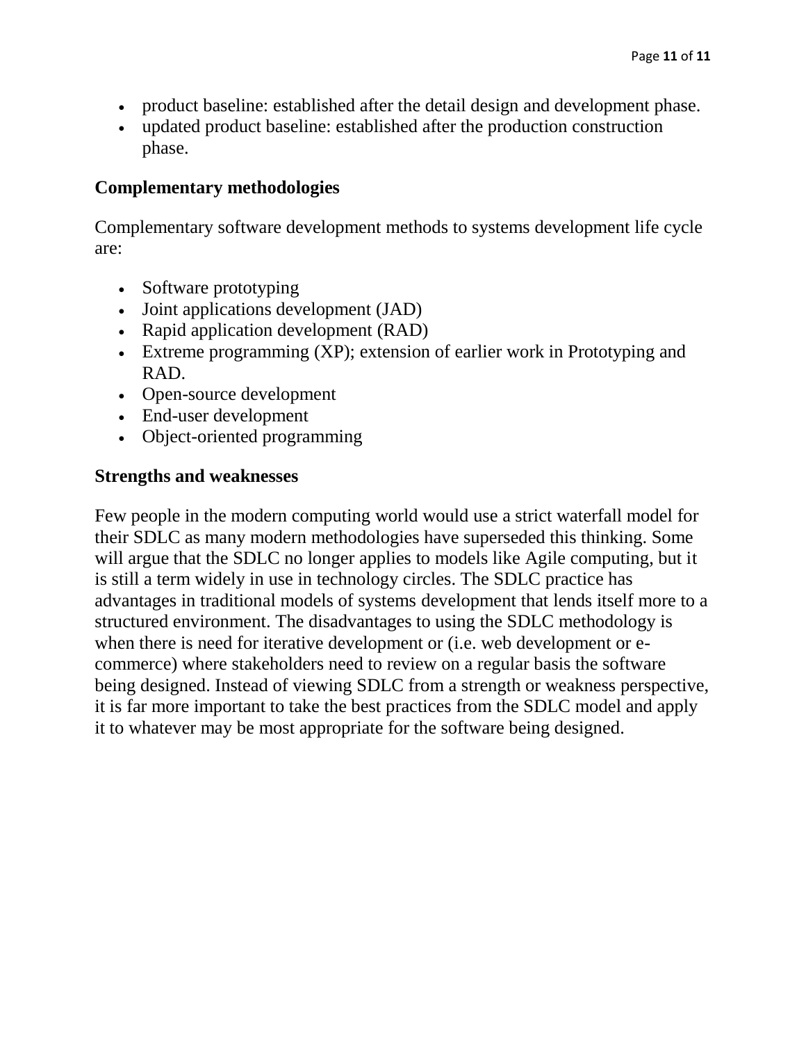- product baseline: established after the detail design and development phase.
- updated product baseline: established after the production construction phase.

## Complementary methodologies

Complementary software development methods to systems development life cycle are:

- Software prototyping
- Joint applications development (JAD)
- Rapid application development (RAD)
- Extreme programming (XP); extension of earlier work in Prototyping and RAD.
- Open-source development
- End-user development
- Object-oriented programming

## Strengths and weaknesses

Few people in the modern computing world would use a strict waterfall model for their SDLC as many modern methodologies have superseded this thinking. Some will argue that the SDLC no longer applies to models like Agile computing, but it is still a term widely in use in technology circles. The SDLC practice has advantages in traditional models of systems development that lends itself more to a structured environment. The disadvantages to using the SDLC methodology is when there is need for iterative development or (i.e. web development or e-commerce) where stakeholders need to review on a regular basis the software being designed. Instead of viewing SDLC from a strength or weakness perspective, it is far more important to take the best practices from the SDLC model and apply it to whatever may be most appropriate for the software being designed.